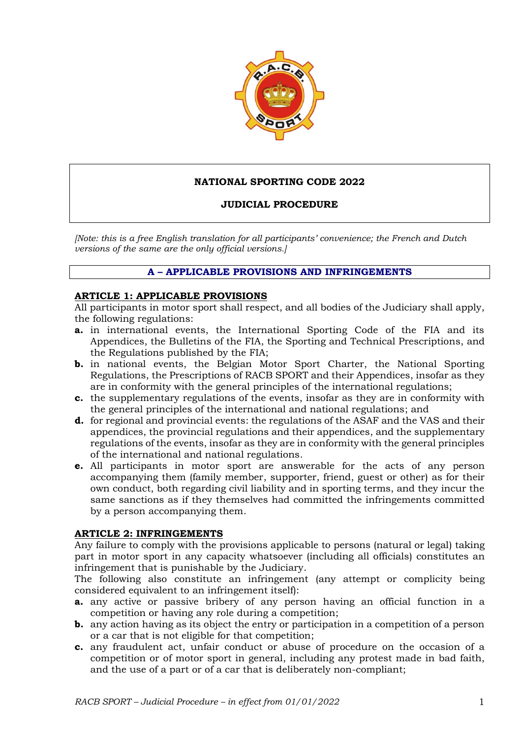**NATIONAL SPORTING CODE 2022**

**JUDICIAL PROCEDURE**

*[Note: this is a free English translation for all participants' convenience; the French and Dutch versions of the same are the only official versions.]*

## A – APPLICABLE PROVISIONS AND INFRINGEMENTS

### ARTICLE 1: APPLICABLE PROVISIONS

All participants in motor sport shall respect, and all bodies of the Judiciary shall apply, the following regulations:

- **a.** in international events, the International Sporting Code of the FIA and its Appendices, the Bulletins of the FIA, the Sporting and Technical Prescriptions, and the Regulations published by the FIA;
- **b.** in national events, the Belgian Motor Sport Charter, the National Sporting Regulations, the Prescriptions of RACB SPORT and their Appendices, insofar as they are in conformity with the general principles of the international regulations;
- **c.** the supplementary regulations of the events, insofar as they are in conformity with the general principles of the international and national regulations; and
- **d.** for regional and provincial events: the regulations of the ASAF and the VAS and their appendices, the provincial regulations and their appendices, and the supplementary regulations of the events, insofar as they are in conformity with the general principles of the international and national regulations.
- **e.** All participants in motor sport are answerable for the acts of any person accompanying them (family member, supporter, friend, guest or other) as for their own conduct, both regarding civil liability and in sporting terms, and they incur the same sanctions as if they themselves had committed the infringements committed by a person accompanying them.

### ARTICLE 2: INFRINGEMENTS

Any failure to comply with the provisions applicable to persons (natural or legal) taking part in motor sport in any capacity whatsoever (including all officials) constitutes an infringement that is punishable by the Judiciary.

The following also constitute an infringement (any attempt or complicity being considered equivalent to an infringement itself):

- **a.** any active or passive bribery of any person having an official function in a competition or having any role during a competition;
- **b.** any action having as its object the entry or participation in a competition of a person or a car that is not eligible for that competition;
- **c.** any fraudulent act, unfair conduct or abuse of procedure on the occasion of a competition or of motor sport in general, including any protest made in bad faith, and the use of a part or of a car that is deliberately non-compliant;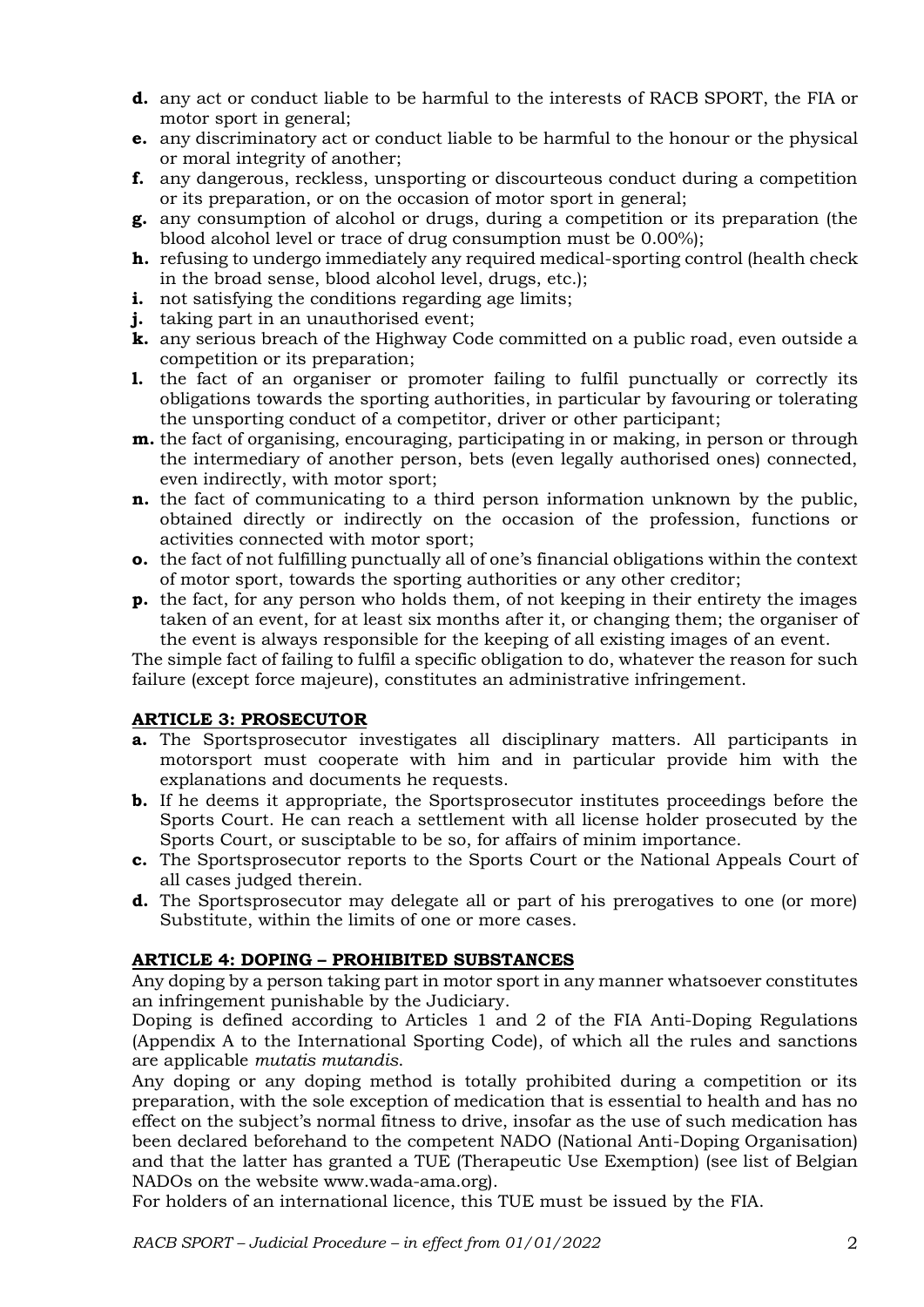- **d.** any act or conduct liable to be harmful to the interests of RACB SPORT, the FIA or motor sport in general;
- **e.** any discriminatory act or conduct liable to be harmful to the honour or the physical or moral integrity of another;
- **f.** any dangerous, reckless, unsporting or discourteous conduct during a competition or its preparation, or on the occasion of motor sport in general;
- **g.** any consumption of alcohol or drugs, during a competition or its preparation (the blood alcohol level or trace of drug consumption must be 0.00%);
- **h.** refusing to undergo immediately any required medical-sporting control (health check in the broad sense, blood alcohol level, drugs, etc.);
- **i.** not satisfying the conditions regarding age limits;
- **j.** taking part in an unauthorised event;
- **k.** any serious breach of the Highway Code committed on a public road, even outside a competition or its preparation;
- **l.** the fact of an organiser or promoter failing to fulfil punctually or correctly its obligations towards the sporting authorities, in particular by favouring or tolerating the unsporting conduct of a competitor, driver or other participant;
- **m.** the fact of organising, encouraging, participating in or making, in person or through the intermediary of another person, bets (even legally authorised ones) connected, even indirectly, with motor sport;
- **n.** the fact of communicating to a third person information unknown by the public, obtained directly or indirectly on the occasion of the profession, functions or activities connected with motor sport;
- **o.** the fact of not fulfilling punctually all of one's financial obligations within the context of motor sport, towards the sporting authorities or any other creditor;
- **p.** the fact, for any person who holds them, of not keeping in their entirety the images taken of an event, for at least six months after it, or changing them; the organiser of the event is always responsible for the keeping of all existing images of an event.

The simple fact of failing to fulfil a specific obligation to do, whatever the reason for such failure (except force majeure), constitutes an administrative infringement.

## ARTICLE 3: PROSECUTOR

- **a.** The Sportsprosecutor investigates all disciplinary matters. All participants in motorsport must cooperate with him and in particular provide him with the explanations and documents he requests.
- **b.** If he deems it appropriate, the Sportsprosecutor institutes proceedings before the Sports Court. He can reach a settlement with all license holder prosecuted by the Sports Court, or susciptable to be so, for affairs of minim importance.
- **c.** The Sportsprosecutor reports to the Sports Court or the National Appeals Court of all cases judged therein.
- **d.** The Sportsprosecutor may delegate all or part of his prerogatives to one (or more) Substitute, within the limits of one or more cases.

## ARTICLE 4: DOPING – PROHIBITED SUBSTANCES

Any doping by a person taking part in motor sport in any manner whatsoever constitutes an infringement punishable by the Judiciary.

Doping is defined according to Articles 1 and 2 of the FIA Anti-Doping Regulations (Appendix A to the International Sporting Code), of which all the rules and sanctions are applicable *mutatis mutandis*.

Any doping or any doping method is totally prohibited during a competition or its preparation, with the sole exception of medication that is essential to health and has no effect on the subject's normal fitness to drive, insofar as the use of such medication has been declared beforehand to the competent NADO (National Anti-Doping Organisation) and that the latter has granted a TUE (Therapeutic Use Exemption) (see list of Belgian NADOs on the website www.wada-ama.org).

For holders of an international licence, this TUE must be issued by the FIA.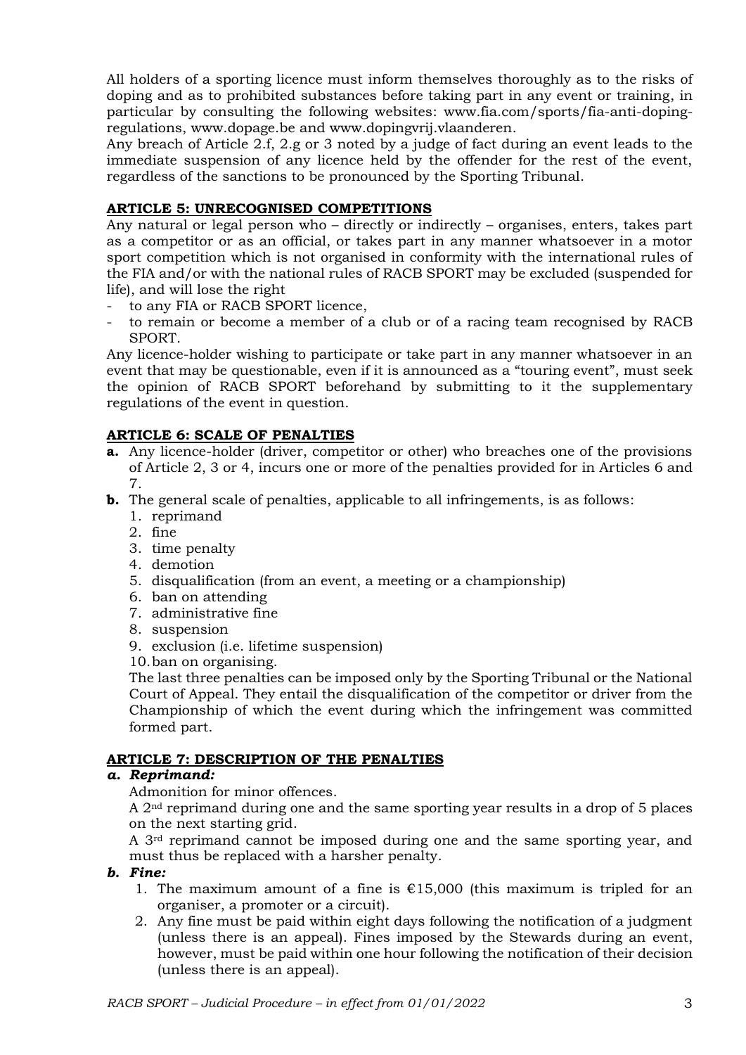All holders of a sporting licence must inform themselves thoroughly as to the risks of doping and as to prohibited substances before taking part in any event or training, in particular by consulting the following websites: www.fia.com/sports/fia-anti-doping-regulations, www.dopage.be and www.dopingvrij.vlaanderen.

Any breach of Article 2.f, 2.g or 3 noted by a judge of fact during an event leads to the immediate suspension of any licence held by the offender for the rest of the event, regardless of the sanctions to be pronounced by the Sporting Tribunal.

## ARTICLE 5: UNRECOGNISED COMPETITIONS

Any natural or legal person who – directly or indirectly – organises, enters, takes part as a competitor or as an official, or takes part in any manner whatsoever in a motor sport competition which is not organised in conformity with the international rules of the FIA and/or with the national rules of RACB SPORT may be excluded (suspended for life), and will lose the right

- to any FIA or RACB SPORT licence,
- to remain or become a member of a club or of a racing team recognised by RACB SPORT.

Any licence-holder wishing to participate or take part in any manner whatsoever in an event that may be questionable, even if it is announced as a "touring event", must seek the opinion of RACB SPORT beforehand by submitting to it the supplementary regulations of the event in question.

## ARTICLE 6: SCALE OF PENALTIES

**a.** Any licence-holder (driver, competitor or other) who breaches one of the provisions of Article 2, 3 or 4, incurs one or more of the penalties provided for in Articles 6 and 7.

**b.** The general scale of penalties, applicable to all infringements, is as follows:

1. reprimand
2. fine
3. time penalty
4. demotion
5. disqualification (from an event, a meeting or a championship)
6. ban on attending
7. administrative fine
8. suspension
9. exclusion (i.e. lifetime suspension)
10. ban on organising.

The last three penalties can be imposed only by the Sporting Tribunal or the National Court of Appeal. They entail the disqualification of the competitor or driver from the Championship of which the event during which the infringement was committed formed part.

## ARTICLE 7: DESCRIPTION OF THE PENALTIES

### *a. Reprimand:*

Admonition for minor offences.

A 2nd reprimand during one and the same sporting year results in a drop of 5 places on the next starting grid.

A 3rd reprimand cannot be imposed during one and the same sporting year, and must thus be replaced with a harsher penalty.

### *b. Fine:*

1. The maximum amount of a fine is €15,000 (this maximum is tripled for an organiser, a promoter or a circuit).
2. Any fine must be paid within eight days following the notification of a judgment (unless there is an appeal). Fines imposed by the Stewards during an event, however, must be paid within one hour following the notification of their decision (unless there is an appeal).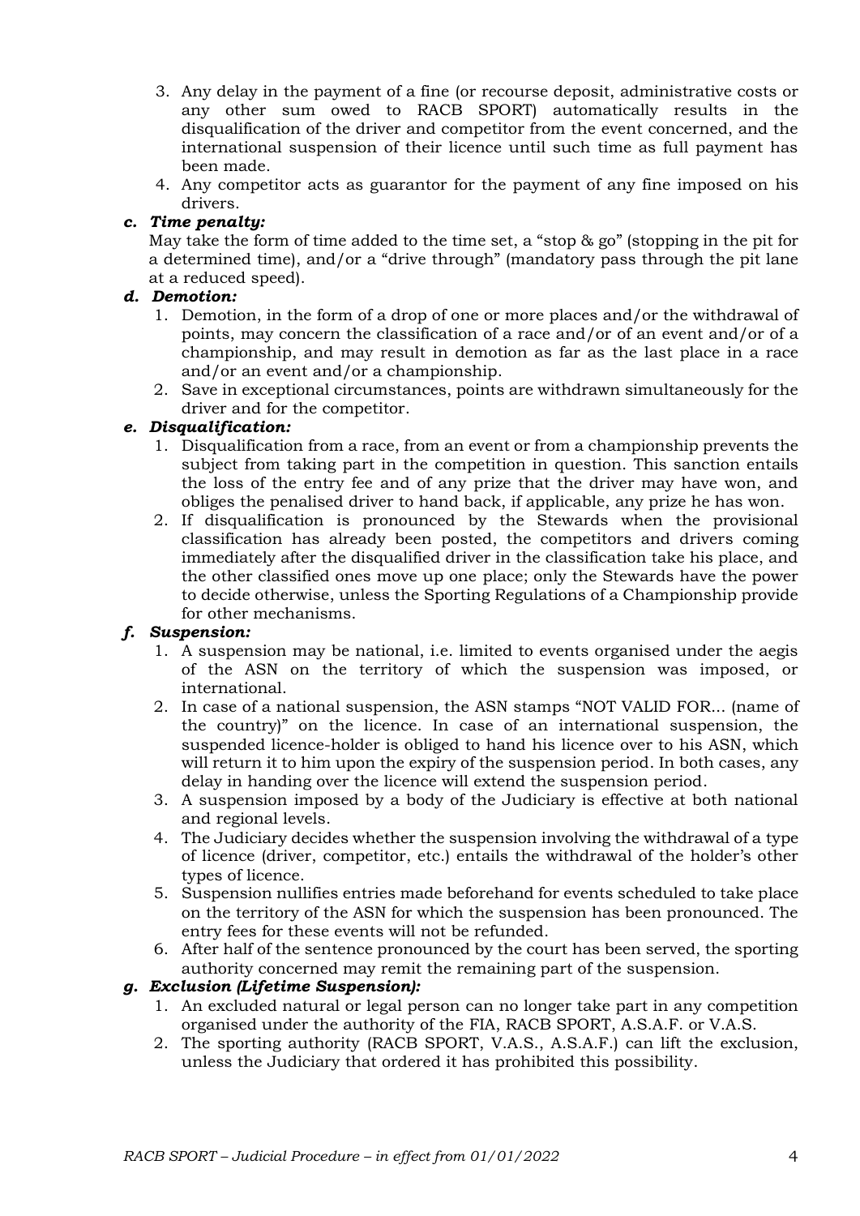3. Any delay in the payment of a fine (or recourse deposit, administrative costs or any other sum owed to RACB SPORT) automatically results in the disqualification of the driver and competitor from the event concerned, and the international suspension of their licence until such time as full payment has been made.
4. Any competitor acts as guarantor for the payment of any fine imposed on his drivers.

***c. Time penalty:***

May take the form of time added to the time set, a "stop & go" (stopping in the pit for a determined time), and/or a "drive through" (mandatory pass through the pit lane at a reduced speed).

***d. Demotion:***

1. Demotion, in the form of a drop of one or more places and/or the withdrawal of points, may concern the classification of a race and/or of an event and/or of a championship, and may result in demotion as far as the last place in a race and/or an event and/or a championship.
2. Save in exceptional circumstances, points are withdrawn simultaneously for the driver and for the competitor.

***e. Disqualification:***

1. Disqualification from a race, from an event or from a championship prevents the subject from taking part in the competition in question. This sanction entails the loss of the entry fee and of any prize that the driver may have won, and obliges the penalised driver to hand back, if applicable, any prize he has won.
2. If disqualification is pronounced by the Stewards when the provisional classification has already been posted, the competitors and drivers coming immediately after the disqualified driver in the classification take his place, and the other classified ones move up one place; only the Stewards have the power to decide otherwise, unless the Sporting Regulations of a Championship provide for other mechanisms.

***f. Suspension:***

1. A suspension may be national, i.e. limited to events organised under the aegis of the ASN on the territory of which the suspension was imposed, or international.
2. In case of a national suspension, the ASN stamps "NOT VALID FOR... (name of the country)" on the licence. In case of an international suspension, the suspended licence-holder is obliged to hand his licence over to his ASN, which will return it to him upon the expiry of the suspension period. In both cases, any delay in handing over the licence will extend the suspension period.
3. A suspension imposed by a body of the Judiciary is effective at both national and regional levels.
4. The Judiciary decides whether the suspension involving the withdrawal of a type of licence (driver, competitor, etc.) entails the withdrawal of the holder's other types of licence.
5. Suspension nullifies entries made beforehand for events scheduled to take place on the territory of the ASN for which the suspension has been pronounced. The entry fees for these events will not be refunded.
6. After half of the sentence pronounced by the court has been served, the sporting authority concerned may remit the remaining part of the suspension.

***g. Exclusion (Lifetime Suspension):***

1. An excluded natural or legal person can no longer take part in any competition organised under the authority of the FIA, RACB SPORT, A.S.A.F. or V.A.S.
2. The sporting authority (RACB SPORT, V.A.S., A.S.A.F.) can lift the exclusion, unless the Judiciary that ordered it has prohibited this possibility.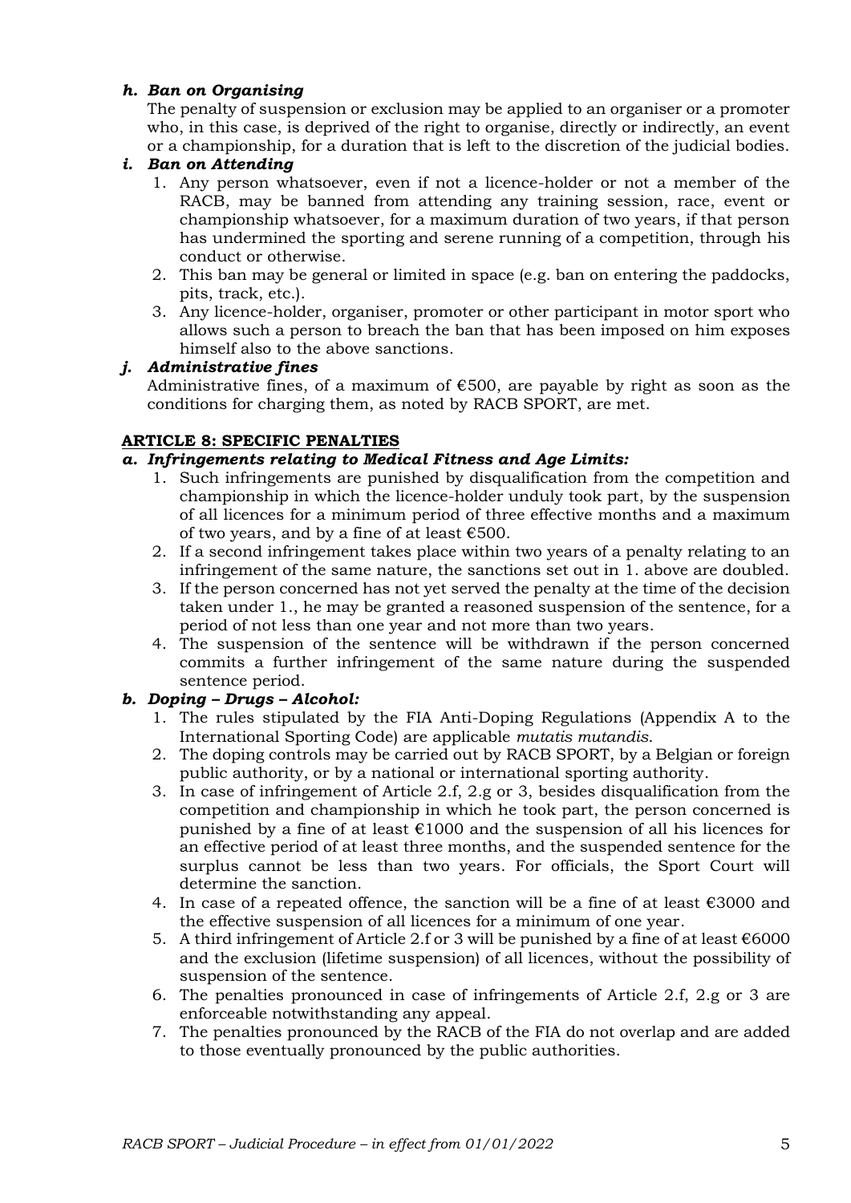### *h. Ban on Organising*

The penalty of suspension or exclusion may be applied to an organiser or a promoter who, in this case, is deprived of the right to organise, directly or indirectly, an event or a championship, for a duration that is left to the discretion of the judicial bodies.

### *i. Ban on Attending*

1. Any person whatsoever, even if not a licence-holder or not a member of the RACB, may be banned from attending any training session, race, event or championship whatsoever, for a maximum duration of two years, if that person has undermined the sporting and serene running of a competition, through his conduct or otherwise.
2. This ban may be general or limited in space (e.g. ban on entering the paddocks, pits, track, etc.).
3. Any licence-holder, organiser, promoter or other participant in motor sport who allows such a person to breach the ban that has been imposed on him exposes himself also to the above sanctions.

### *j. Administrative fines*

Administrative fines, of a maximum of €500, are payable by right as soon as the conditions for charging them, as noted by RACB SPORT, are met.

## ARTICLE 8: SPECIFIC PENALTIES

### *a. Infringements relating to Medical Fitness and Age Limits:*

1. Such infringements are punished by disqualification from the competition and championship in which the licence-holder unduly took part, by the suspension of all licences for a minimum period of three effective months and a maximum of two years, and by a fine of at least €500.
2. If a second infringement takes place within two years of a penalty relating to an infringement of the same nature, the sanctions set out in 1. above are doubled.
3. If the person concerned has not yet served the penalty at the time of the decision taken under 1., he may be granted a reasoned suspension of the sentence, for a period of not less than one year and not more than two years.
4. The suspension of the sentence will be withdrawn if the person concerned commits a further infringement of the same nature during the suspended sentence period.

### *b. Doping – Drugs – Alcohol:*

1. The rules stipulated by the FIA Anti-Doping Regulations (Appendix A to the International Sporting Code) are applicable *mutatis mutandis*.
2. The doping controls may be carried out by RACB SPORT, by a Belgian or foreign public authority, or by a national or international sporting authority.
3. In case of infringement of Article 2.f, 2.g or 3, besides disqualification from the competition and championship in which he took part, the person concerned is punished by a fine of at least €1000 and the suspension of all his licences for an effective period of at least three months, and the suspended sentence for the surplus cannot be less than two years. For officials, the Sport Court will determine the sanction.
4. In case of a repeated offence, the sanction will be a fine of at least €3000 and the effective suspension of all licences for a minimum of one year.
5. A third infringement of Article 2.f or 3 will be punished by a fine of at least €6000 and the exclusion (lifetime suspension) of all licences, without the possibility of suspension of the sentence.
6. The penalties pronounced in case of infringements of Article 2.f, 2.g or 3 are enforceable notwithstanding any appeal.
7. The penalties pronounced by the RACB of the FIA do not overlap and are added to those eventually pronounced by the public authorities.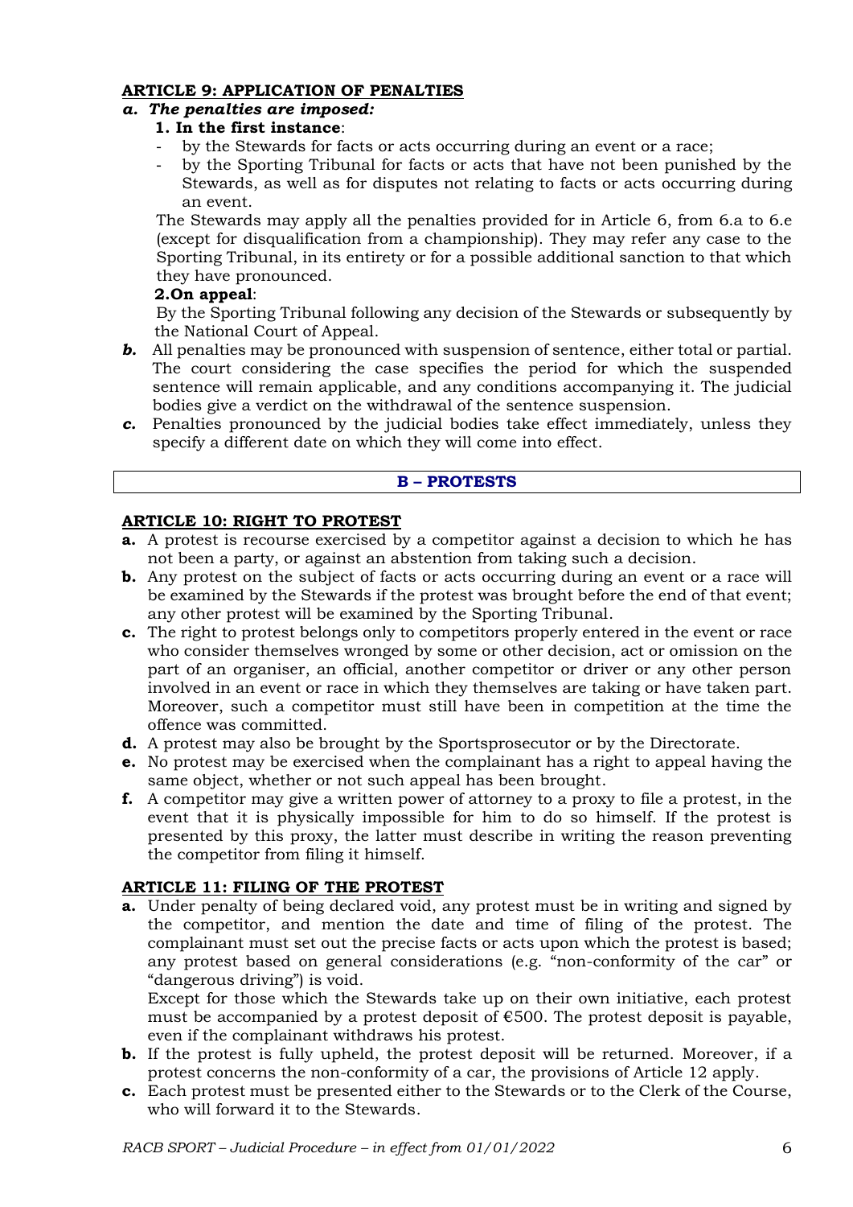### ARTICLE 9: APPLICATION OF PENALTIES

***a. The penalties are imposed:***

**1. In the first instance**:

- by the Stewards for facts or acts occurring during an event or a race;
- by the Sporting Tribunal for facts or acts that have not been punished by the Stewards, as well as for disputes not relating to facts or acts occurring during an event.

The Stewards may apply all the penalties provided for in Article 6, from 6.a to 6.e (except for disqualification from a championship). They may refer any case to the Sporting Tribunal, in its entirety or for a possible additional sanction to that which they have pronounced.

**2.On appeal**:

By the Sporting Tribunal following any decision of the Stewards or subsequently by the National Court of Appeal.

***b.*** All penalties may be pronounced with suspension of sentence, either total or partial. The court considering the case specifies the period for which the suspended sentence will remain applicable, and any conditions accompanying it. The judicial bodies give a verdict on the withdrawal of the sentence suspension.

***c.*** Penalties pronounced by the judicial bodies take effect immediately, unless they specify a different date on which they will come into effect.

## B – PROTESTS

### ARTICLE 10: RIGHT TO PROTEST

**a.** A protest is recourse exercised by a competitor against a decision to which he has not been a party, or against an abstention from taking such a decision.

**b.** Any protest on the subject of facts or acts occurring during an event or a race will be examined by the Stewards if the protest was brought before the end of that event; any other protest will be examined by the Sporting Tribunal.

**c.** The right to protest belongs only to competitors properly entered in the event or race who consider themselves wronged by some or other decision, act or omission on the part of an organiser, an official, another competitor or driver or any other person involved in an event or race in which they themselves are taking or have taken part. Moreover, such a competitor must still have been in competition at the time the offence was committed.

**d.** A protest may also be brought by the Sportsprosecutor or by the Directorate.

**e.** No protest may be exercised when the complainant has a right to appeal having the same object, whether or not such appeal has been brought.

**f.** A competitor may give a written power of attorney to a proxy to file a protest, in the event that it is physically impossible for him to do so himself. If the protest is presented by this proxy, the latter must describe in writing the reason preventing the competitor from filing it himself.

### ARTICLE 11: FILING OF THE PROTEST

**a.** Under penalty of being declared void, any protest must be in writing and signed by the competitor, and mention the date and time of filing of the protest. The complainant must set out the precise facts or acts upon which the protest is based; any protest based on general considerations (e.g. "non-conformity of the car" or "dangerous driving") is void.

Except for those which the Stewards take up on their own initiative, each protest must be accompanied by a protest deposit of €500. The protest deposit is payable, even if the complainant withdraws his protest.

**b.** If the protest is fully upheld, the protest deposit will be returned. Moreover, if a protest concerns the non-conformity of a car, the provisions of Article 12 apply.

**c.** Each protest must be presented either to the Stewards or to the Clerk of the Course, who will forward it to the Stewards.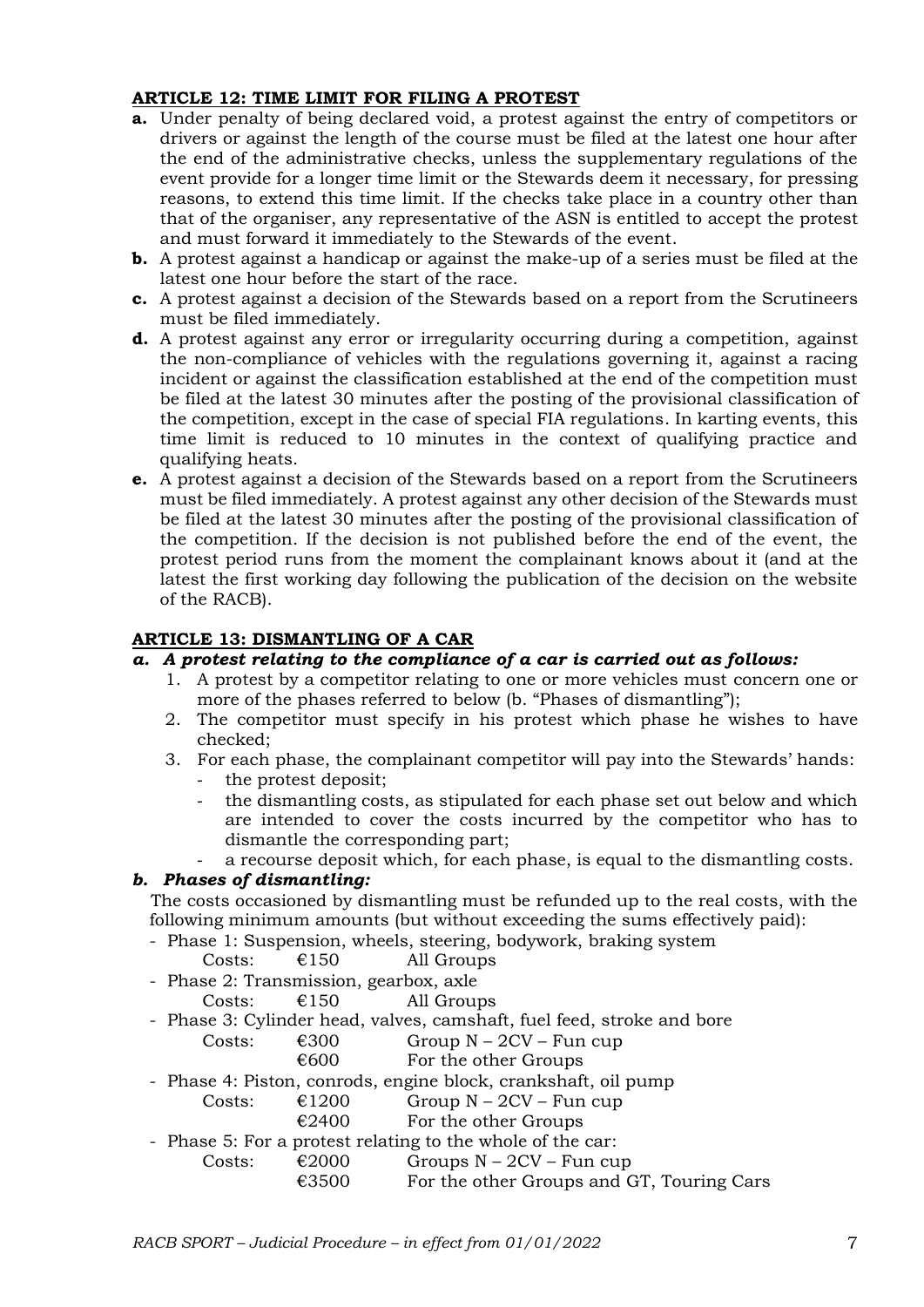## ARTICLE 12: TIME LIMIT FOR FILING A PROTEST

**a.** Under penalty of being declared void, a protest against the entry of competitors or drivers or against the length of the course must be filed at the latest one hour after the end of the administrative checks, unless the supplementary regulations of the event provide for a longer time limit or the Stewards deem it necessary, for pressing reasons, to extend this time limit. If the checks take place in a country other than that of the organiser, any representative of the ASN is entitled to accept the protest and must forward it immediately to the Stewards of the event.

**b.** A protest against a handicap or against the make-up of a series must be filed at the latest one hour before the start of the race.

**c.** A protest against a decision of the Stewards based on a report from the Scrutineers must be filed immediately.

**d.** A protest against any error or irregularity occurring during a competition, against the non-compliance of vehicles with the regulations governing it, against a racing incident or against the classification established at the end of the competition must be filed at the latest 30 minutes after the posting of the provisional classification of the competition, except in the case of special FIA regulations. In karting events, this time limit is reduced to 10 minutes in the context of qualifying practice and qualifying heats.

**e.** A protest against a decision of the Stewards based on a report from the Scrutineers must be filed immediately. A protest against any other decision of the Stewards must be filed at the latest 30 minutes after the posting of the provisional classification of the competition. If the decision is not published before the end of the event, the protest period runs from the moment the complainant knows about it (and at the latest the first working day following the publication of the decision on the website of the RACB).

## ARTICLE 13: DISMANTLING OF A CAR

***a. A protest relating to the compliance of a car is carried out as follows:***

1. A protest by a competitor relating to one or more vehicles must concern one or more of the phases referred to below (b. "Phases of dismantling");
2. The competitor must specify in his protest which phase he wishes to have checked;
3. For each phase, the complainant competitor will pay into the Stewards' hands:
   - the protest deposit;
   - the dismantling costs, as stipulated for each phase set out below and which are intended to cover the costs incurred by the competitor who has to dismantle the corresponding part;
   - a recourse deposit which, for each phase, is equal to the dismantling costs.

***b. Phases of dismantling:***

The costs occasioned by dismantling must be refunded up to the real costs, with the following minimum amounts (but without exceeding the sums effectively paid):

- Phase 1: Suspension, wheels, steering, bodywork, braking system
  - Costs: €150 All Groups
- Phase 2: Transmission, gearbox, axle
  - Costs: €150 All Groups
- Phase 3: Cylinder head, valves, camshaft, fuel feed, stroke and bore
  - Costs: €300 Group N – 2CV – Fun cup
  - €600 For the other Groups
- Phase 4: Piston, conrods, engine block, crankshaft, oil pump
  - Costs: €1200 Group N – 2CV – Fun cup
  - €2400 For the other Groups
- Phase 5: For a protest relating to the whole of the car:
  - Costs: €2000 Groups N – 2CV – Fun cup
  - €3500 For the other Groups and GT, Touring Cars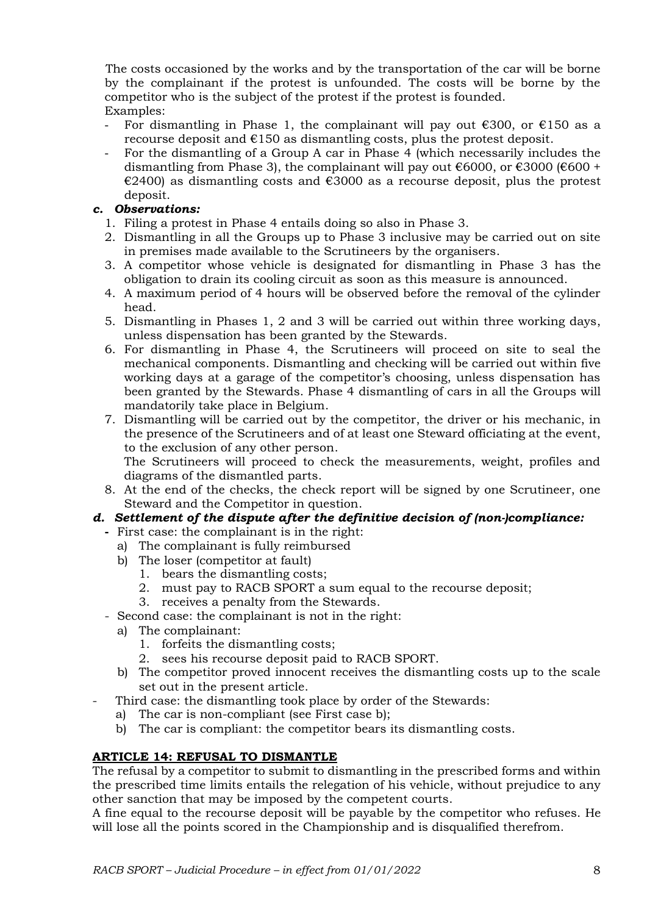The costs occasioned by the works and by the transportation of the car will be borne by the complainant if the protest is unfounded. The costs will be borne by the competitor who is the subject of the protest if the protest is founded.
Examples:

- For dismantling in Phase 1, the complainant will pay out €300, or €150 as a recourse deposit and €150 as dismantling costs, plus the protest deposit.
- For the dismantling of a Group A car in Phase 4 (which necessarily includes the dismantling from Phase 3), the complainant will pay out €6000, or €3000 (€600 + €2400) as dismantling costs and €3000 as a recourse deposit, plus the protest deposit.

### *c. Observations:*

1. Filing a protest in Phase 4 entails doing so also in Phase 3.
2. Dismantling in all the Groups up to Phase 3 inclusive may be carried out on site in premises made available to the Scrutineers by the organisers.
3. A competitor whose vehicle is designated for dismantling in Phase 3 has the obligation to drain its cooling circuit as soon as this measure is announced.
4. A maximum period of 4 hours will be observed before the removal of the cylinder head.
5. Dismantling in Phases 1, 2 and 3 will be carried out within three working days, unless dispensation has been granted by the Stewards.
6. For dismantling in Phase 4, the Scrutineers will proceed on site to seal the mechanical components. Dismantling and checking will be carried out within five working days at a garage of the competitor's choosing, unless dispensation has been granted by the Stewards. Phase 4 dismantling of cars in all the Groups will mandatorily take place in Belgium.
7. Dismantling will be carried out by the competitor, the driver or his mechanic, in the presence of the Scrutineers and of at least one Steward officiating at the event, to the exclusion of any other person.
   The Scrutineers will proceed to check the measurements, weight, profiles and diagrams of the dismantled parts.
8. At the end of the checks, the check report will be signed by one Scrutineer, one Steward and the Competitor in question.

### *d. Settlement of the dispute after the definitive decision of (non-)compliance:*

- First case: the complainant is in the right:
  a) The complainant is fully reimbursed
  b) The loser (competitor at fault)
     1. bears the dismantling costs;
     2. must pay to RACB SPORT a sum equal to the recourse deposit;
     3. receives a penalty from the Stewards.
- Second case: the complainant is not in the right:
  a) The complainant:
     1. forfeits the dismantling costs;
     2. sees his recourse deposit paid to RACB SPORT.
  b) The competitor proved innocent receives the dismantling costs up to the scale set out in the present article.
- Third case: the dismantling took place by order of the Stewards:
  a) The car is non-compliant (see First case b);
  b) The car is compliant: the competitor bears its dismantling costs.

## ARTICLE 14: REFUSAL TO DISMANTLE

The refusal by a competitor to submit to dismantling in the prescribed forms and within the prescribed time limits entails the relegation of his vehicle, without prejudice to any other sanction that may be imposed by the competent courts.

A fine equal to the recourse deposit will be payable by the competitor who refuses. He will lose all the points scored in the Championship and is disqualified therefrom.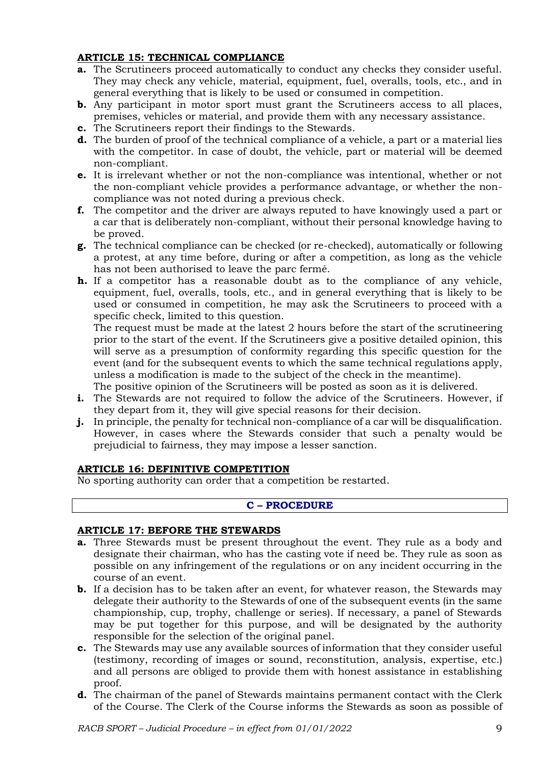## ARTICLE 15: TECHNICAL COMPLIANCE

**a.** The Scrutineers proceed automatically to conduct any checks they consider useful. They may check any vehicle, material, equipment, fuel, overalls, tools, etc., and in general everything that is likely to be used or consumed in competition.

**b.** Any participant in motor sport must grant the Scrutineers access to all places, premises, vehicles or material, and provide them with any necessary assistance.

**c.** The Scrutineers report their findings to the Stewards.

**d.** The burden of proof of the technical compliance of a vehicle, a part or a material lies with the competitor. In case of doubt, the vehicle, part or material will be deemed non-compliant.

**e.** It is irrelevant whether or not the non-compliance was intentional, whether or not the non-compliant vehicle provides a performance advantage, or whether the non-compliance was not noted during a previous check.

**f.** The competitor and the driver are always reputed to have knowingly used a part or a car that is deliberately non-compliant, without their personal knowledge having to be proved.

**g.** The technical compliance can be checked (or re-checked), automatically or following a protest, at any time before, during or after a competition, as long as the vehicle has not been authorised to leave the parc fermé.

**h.** If a competitor has a reasonable doubt as to the compliance of any vehicle, equipment, fuel, overalls, tools, etc., and in general everything that is likely to be used or consumed in competition, he may ask the Scrutineers to proceed with a specific check, limited to this question.
The request must be made at the latest 2 hours before the start of the scrutineering prior to the start of the event. If the Scrutineers give a positive detailed opinion, this will serve as a presumption of conformity regarding this specific question for the event (and for the subsequent events to which the same technical regulations apply, unless a modification is made to the subject of the check in the meantime).
The positive opinion of the Scrutineers will be posted as soon as it is delivered.

**i.** The Stewards are not required to follow the advice of the Scrutineers. However, if they depart from it, they will give special reasons for their decision.

**j.** In principle, the penalty for technical non-compliance of a car will be disqualification. However, in cases where the Stewards consider that such a penalty would be prejudicial to fairness, they may impose a lesser sanction.

## ARTICLE 16: DEFINITIVE COMPETITION

No sporting authority can order that a competition be restarted.

# C – PROCEDURE

## ARTICLE 17: BEFORE THE STEWARDS

**a.** Three Stewards must be present throughout the event. They rule as a body and designate their chairman, who has the casting vote if need be. They rule as soon as possible on any infringement of the regulations or on any incident occurring in the course of an event.

**b.** If a decision has to be taken after an event, for whatever reason, the Stewards may delegate their authority to the Stewards of one of the subsequent events (in the same championship, cup, trophy, challenge or series). If necessary, a panel of Stewards may be put together for this purpose, and will be designated by the authority responsible for the selection of the original panel.

**c.** The Stewards may use any available sources of information that they consider useful (testimony, recording of images or sound, reconstitution, analysis, expertise, etc.) and all persons are obliged to provide them with honest assistance in establishing proof.

**d.** The chairman of the panel of Stewards maintains permanent contact with the Clerk of the Course. The Clerk of the Course informs the Stewards as soon as possible of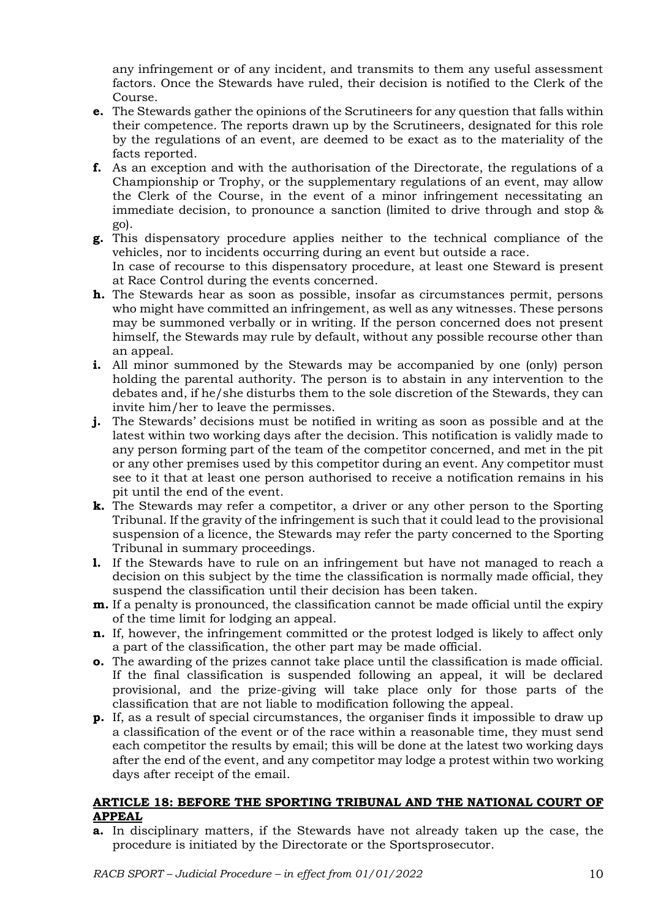any infringement or of any incident, and transmits to them any useful assessment factors. Once the Stewards have ruled, their decision is notified to the Clerk of the Course.

**e.** The Stewards gather the opinions of the Scrutineers for any question that falls within their competence. The reports drawn up by the Scrutineers, designated for this role by the regulations of an event, are deemed to be exact as to the materiality of the facts reported.

**f.** As an exception and with the authorisation of the Directorate, the regulations of a Championship or Trophy, or the supplementary regulations of an event, may allow the Clerk of the Course, in the event of a minor infringement necessitating an immediate decision, to pronounce a sanction (limited to drive through and stop & go).

**g.** This dispensatory procedure applies neither to the technical compliance of the vehicles, nor to incidents occurring during an event but outside a race.
In case of recourse to this dispensatory procedure, at least one Steward is present at Race Control during the events concerned.

**h.** The Stewards hear as soon as possible, insofar as circumstances permit, persons who might have committed an infringement, as well as any witnesses. These persons may be summoned verbally or in writing. If the person concerned does not present himself, the Stewards may rule by default, without any possible recourse other than an appeal.

**i.** All minor summoned by the Stewards may be accompanied by one (only) person holding the parental authority. The person is to abstain in any intervention to the debates and, if he/she disturbs them to the sole discretion of the Stewards, they can invite him/her to leave the permisses.

**j.** The Stewards' decisions must be notified in writing as soon as possible and at the latest within two working days after the decision. This notification is validly made to any person forming part of the team of the competitor concerned, and met in the pit or any other premises used by this competitor during an event. Any competitor must see to it that at least one person authorised to receive a notification remains in his pit until the end of the event.

**k.** The Stewards may refer a competitor, a driver or any other person to the Sporting Tribunal. If the gravity of the infringement is such that it could lead to the provisional suspension of a licence, the Stewards may refer the party concerned to the Sporting Tribunal in summary proceedings.

**l.** If the Stewards have to rule on an infringement but have not managed to reach a decision on this subject by the time the classification is normally made official, they suspend the classification until their decision has been taken.

**m.** If a penalty is pronounced, the classification cannot be made official until the expiry of the time limit for lodging an appeal.

**n.** If, however, the infringement committed or the protest lodged is likely to affect only a part of the classification, the other part may be made official.

**o.** The awarding of the prizes cannot take place until the classification is made official. If the final classification is suspended following an appeal, it will be declared provisional, and the prize-giving will take place only for those parts of the classification that are not liable to modification following the appeal.

**p.** If, as a result of special circumstances, the organiser finds it impossible to draw up a classification of the event or of the race within a reasonable time, they must send each competitor the results by email; this will be done at the latest two working days after the end of the event, and any competitor may lodge a protest within two working days after receipt of the email.

## ARTICLE 18: BEFORE THE SPORTING TRIBUNAL AND THE NATIONAL COURT OF APPEAL

**a.** In disciplinary matters, if the Stewards have not already taken up the case, the procedure is initiated by the Directorate or the Sportsprosecutor.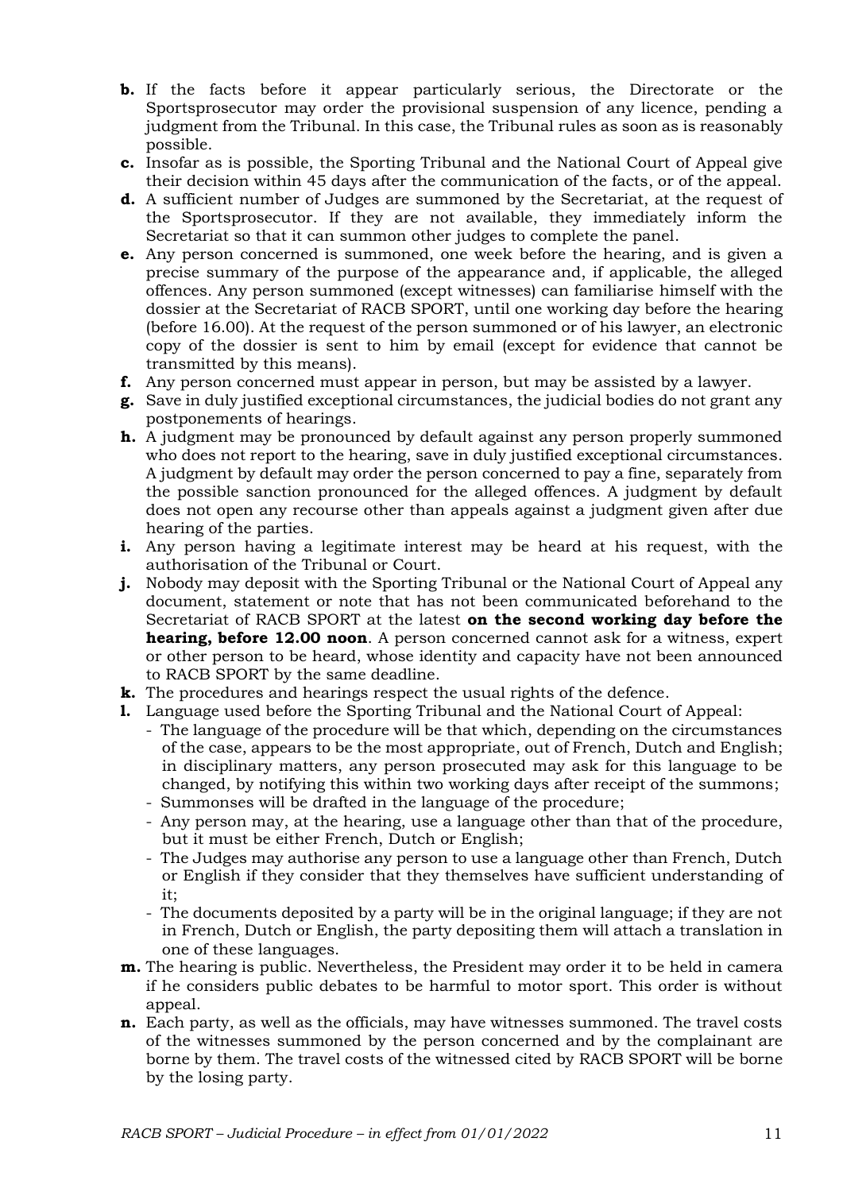**b.** If the facts before it appear particularly serious, the Directorate or the Sportsprosecutor may order the provisional suspension of any licence, pending a judgment from the Tribunal. In this case, the Tribunal rules as soon as is reasonably possible.

**c.** Insofar as is possible, the Sporting Tribunal and the National Court of Appeal give their decision within 45 days after the communication of the facts, or of the appeal.

**d.** A sufficient number of Judges are summoned by the Secretariat, at the request of the Sportsprosecutor. If they are not available, they immediately inform the Secretariat so that it can summon other judges to complete the panel.

**e.** Any person concerned is summoned, one week before the hearing, and is given a precise summary of the purpose of the appearance and, if applicable, the alleged offences. Any person summoned (except witnesses) can familiarise himself with the dossier at the Secretariat of RACB SPORT, until one working day before the hearing (before 16.00). At the request of the person summoned or of his lawyer, an electronic copy of the dossier is sent to him by email (except for evidence that cannot be transmitted by this means).

**f.** Any person concerned must appear in person, but may be assisted by a lawyer.

**g.** Save in duly justified exceptional circumstances, the judicial bodies do not grant any postponements of hearings.

**h.** A judgment may be pronounced by default against any person properly summoned who does not report to the hearing, save in duly justified exceptional circumstances. A judgment by default may order the person concerned to pay a fine, separately from the possible sanction pronounced for the alleged offences. A judgment by default does not open any recourse other than appeals against a judgment given after due hearing of the parties.

**i.** Any person having a legitimate interest may be heard at his request, with the authorisation of the Tribunal or Court.

**j.** Nobody may deposit with the Sporting Tribunal or the National Court of Appeal any document, statement or note that has not been communicated beforehand to the Secretariat of RACB SPORT at the latest **on the second working day before the hearing, before 12.00 noon**. A person concerned cannot ask for a witness, expert or other person to be heard, whose identity and capacity have not been announced to RACB SPORT by the same deadline.

**k.** The procedures and hearings respect the usual rights of the defence.

**l.** Language used before the Sporting Tribunal and the National Court of Appeal:
- The language of the procedure will be that which, depending on the circumstances of the case, appears to be the most appropriate, out of French, Dutch and English; in disciplinary matters, any person prosecuted may ask for this language to be changed, by notifying this within two working days after receipt of the summons;
- Summonses will be drafted in the language of the procedure;
- Any person may, at the hearing, use a language other than that of the procedure, but it must be either French, Dutch or English;
- The Judges may authorise any person to use a language other than French, Dutch or English if they consider that they themselves have sufficient understanding of it;
- The documents deposited by a party will be in the original language; if they are not in French, Dutch or English, the party depositing them will attach a translation in one of these languages.

**m.** The hearing is public. Nevertheless, the President may order it to be held in camera if he considers public debates to be harmful to motor sport. This order is without appeal.

**n.** Each party, as well as the officials, may have witnesses summoned. The travel costs of the witnesses summoned by the person concerned and by the complainant are borne by them. The travel costs of the witnessed cited by RACB SPORT will be borne by the losing party.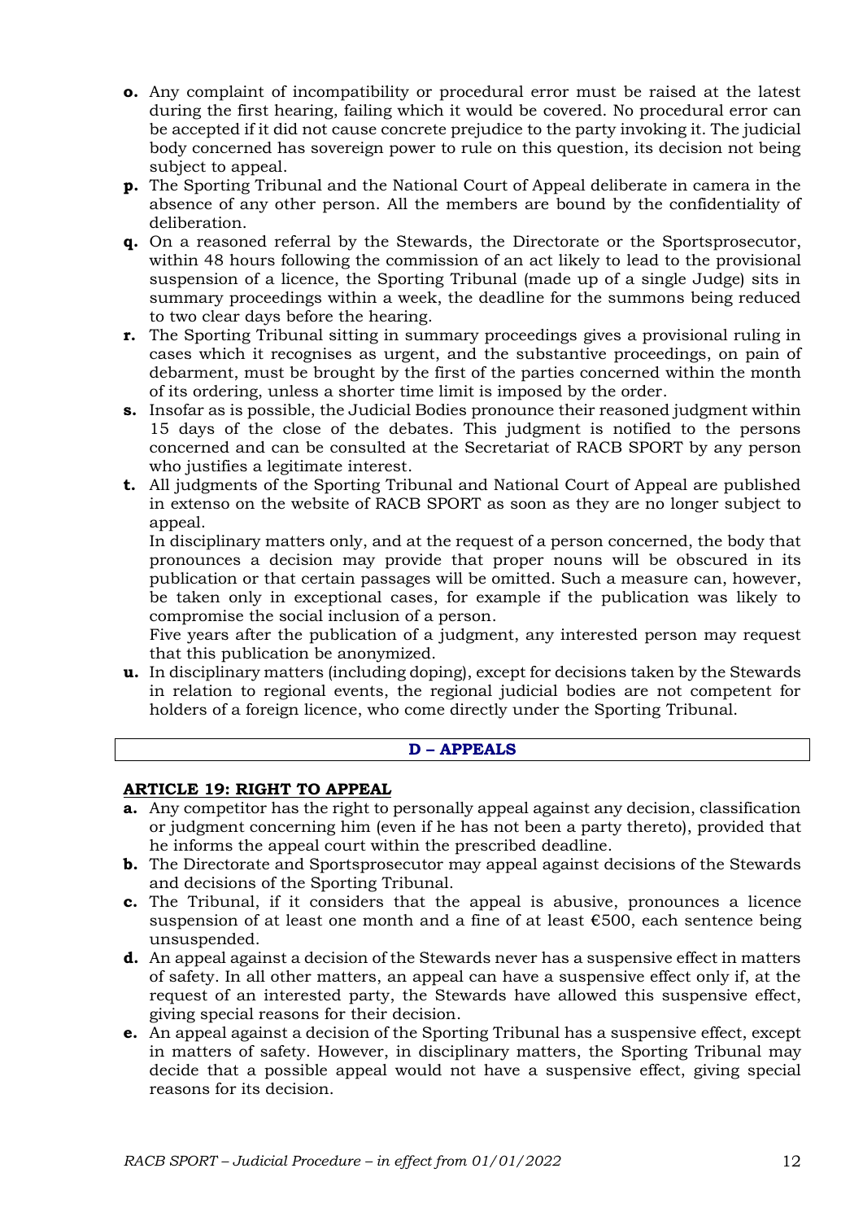**o.** Any complaint of incompatibility or procedural error must be raised at the latest during the first hearing, failing which it would be covered. No procedural error can be accepted if it did not cause concrete prejudice to the party invoking it. The judicial body concerned has sovereign power to rule on this question, its decision not being subject to appeal.

**p.** The Sporting Tribunal and the National Court of Appeal deliberate in camera in the absence of any other person. All the members are bound by the confidentiality of deliberation.

**q.** On a reasoned referral by the Stewards, the Directorate or the Sportsprosecutor, within 48 hours following the commission of an act likely to lead to the provisional suspension of a licence, the Sporting Tribunal (made up of a single Judge) sits in summary proceedings within a week, the deadline for the summons being reduced to two clear days before the hearing.

**r.** The Sporting Tribunal sitting in summary proceedings gives a provisional ruling in cases which it recognises as urgent, and the substantive proceedings, on pain of debarment, must be brought by the first of the parties concerned within the month of its ordering, unless a shorter time limit is imposed by the order.

**s.** Insofar as is possible, the Judicial Bodies pronounce their reasoned judgment within 15 days of the close of the debates. This judgment is notified to the persons concerned and can be consulted at the Secretariat of RACB SPORT by any person who justifies a legitimate interest.

**t.** All judgments of the Sporting Tribunal and National Court of Appeal are published in extenso on the website of RACB SPORT as soon as they are no longer subject to appeal.
In disciplinary matters only, and at the request of a person concerned, the body that pronounces a decision may provide that proper nouns will be obscured in its publication or that certain passages will be omitted. Such a measure can, however, be taken only in exceptional cases, for example if the publication was likely to compromise the social inclusion of a person.
Five years after the publication of a judgment, any interested person may request that this publication be anonymized.

**u.** In disciplinary matters (including doping), except for decisions taken by the Stewards in relation to regional events, the regional judicial bodies are not competent for holders of a foreign licence, who come directly under the Sporting Tribunal.

## D – APPEALS

### ARTICLE 19: RIGHT TO APPEAL

**a.** Any competitor has the right to personally appeal against any decision, classification or judgment concerning him (even if he has not been a party thereto), provided that he informs the appeal court within the prescribed deadline.

**b.** The Directorate and Sportsprosecutor may appeal against decisions of the Stewards and decisions of the Sporting Tribunal.

**c.** The Tribunal, if it considers that the appeal is abusive, pronounces a licence suspension of at least one month and a fine of at least €500, each sentence being unsuspended.

**d.** An appeal against a decision of the Stewards never has a suspensive effect in matters of safety. In all other matters, an appeal can have a suspensive effect only if, at the request of an interested party, the Stewards have allowed this suspensive effect, giving special reasons for their decision.

**e.** An appeal against a decision of the Sporting Tribunal has a suspensive effect, except in matters of safety. However, in disciplinary matters, the Sporting Tribunal may decide that a possible appeal would not have a suspensive effect, giving special reasons for its decision.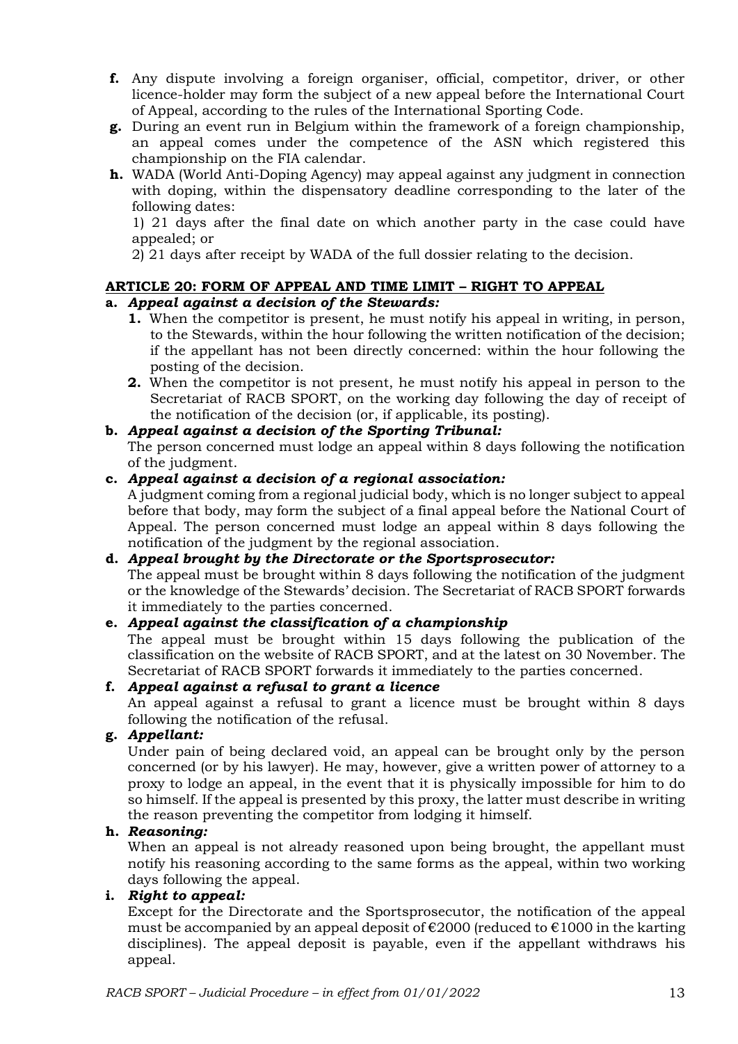**f.** Any dispute involving a foreign organiser, official, competitor, driver, or other licence-holder may form the subject of a new appeal before the International Court of Appeal, according to the rules of the International Sporting Code.

**g.** During an event run in Belgium within the framework of a foreign championship, an appeal comes under the competence of the ASN which registered this championship on the FIA calendar.

**h.** WADA (World Anti-Doping Agency) may appeal against any judgment in connection with doping, within the dispensatory deadline corresponding to the later of the following dates:

1) 21 days after the final date on which another party in the case could have appealed; or

2) 21 days after receipt by WADA of the full dossier relating to the decision.

## ARTICLE 20: FORM OF APPEAL AND TIME LIMIT – RIGHT TO APPEAL

**a.** ***Appeal against a decision of the Stewards:***

1. When the competitor is present, he must notify his appeal in writing, in person, to the Stewards, within the hour following the written notification of the decision; if the appellant has not been directly concerned: within the hour following the posting of the decision.
2. When the competitor is not present, he must notify his appeal in person to the Secretariat of RACB SPORT, on the working day following the day of receipt of the notification of the decision (or, if applicable, its posting).

**b.** ***Appeal against a decision of the Sporting Tribunal:***

The person concerned must lodge an appeal within 8 days following the notification of the judgment.

**c.** ***Appeal against a decision of a regional association:***

A judgment coming from a regional judicial body, which is no longer subject to appeal before that body, may form the subject of a final appeal before the National Court of Appeal. The person concerned must lodge an appeal within 8 days following the notification of the judgment by the regional association.

**d.** ***Appeal brought by the Directorate or the Sportsprosecutor:***

The appeal must be brought within 8 days following the notification of the judgment or the knowledge of the Stewards' decision. The Secretariat of RACB SPORT forwards it immediately to the parties concerned.

**e.** ***Appeal against the classification of a championship***

The appeal must be brought within 15 days following the publication of the classification on the website of RACB SPORT, and at the latest on 30 November. The Secretariat of RACB SPORT forwards it immediately to the parties concerned.

**f.** ***Appeal against a refusal to grant a licence***

An appeal against a refusal to grant a licence must be brought within 8 days following the notification of the refusal.

**g.** ***Appellant:***

Under pain of being declared void, an appeal can be brought only by the person concerned (or by his lawyer). He may, however, give a written power of attorney to a proxy to lodge an appeal, in the event that it is physically impossible for him to do so himself. If the appeal is presented by this proxy, the latter must describe in writing the reason preventing the competitor from lodging it himself.

**h.** ***Reasoning:***

When an appeal is not already reasoned upon being brought, the appellant must notify his reasoning according to the same forms as the appeal, within two working days following the appeal.

**i.** ***Right to appeal:***

Except for the Directorate and the Sportsprosecutor, the notification of the appeal must be accompanied by an appeal deposit of €2000 (reduced to €1000 in the karting disciplines). The appeal deposit is payable, even if the appellant withdraws his appeal.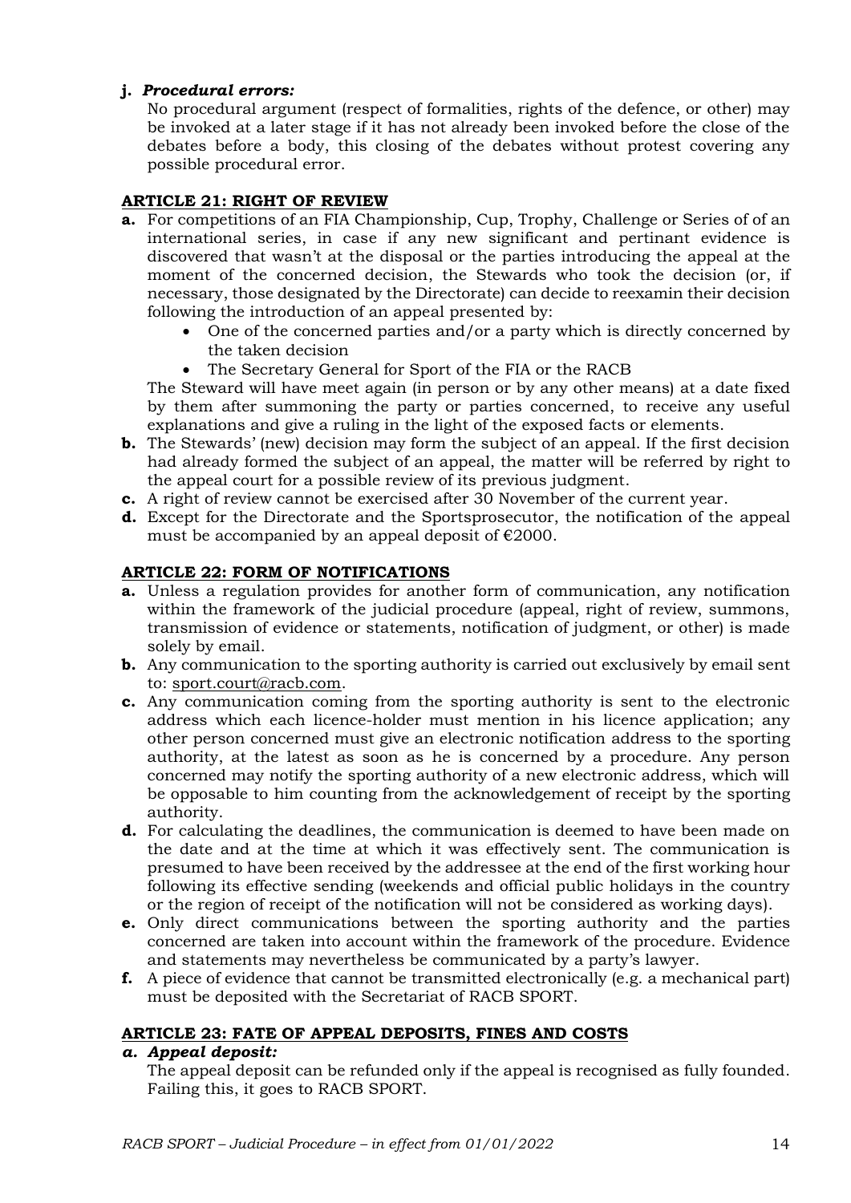**j.** ***Procedural errors:***

No procedural argument (respect of formalities, rights of the defence, or other) may be invoked at a later stage if it has not already been invoked before the close of the debates before a body, this closing of the debates without protest covering any possible procedural error.

## ARTICLE 21: RIGHT OF REVIEW

**a.** For competitions of an FIA Championship, Cup, Trophy, Challenge or Series of of an international series, in case if any new significant and pertinant evidence is discovered that wasn't at the disposal or the parties introducing the appeal at the moment of the concerned decision, the Stewards who took the decision (or, if necessary, those designated by the Directorate) can decide to reexamin their decision following the introduction of an appeal presented by:

- One of the concerned parties and/or a party which is directly concerned by the taken decision
- The Secretary General for Sport of the FIA or the RACB

The Steward will have meet again (in person or by any other means) at a date fixed by them after summoning the party or parties concerned, to receive any useful explanations and give a ruling in the light of the exposed facts or elements.

**b.** The Stewards' (new) decision may form the subject of an appeal. If the first decision had already formed the subject of an appeal, the matter will be referred by right to the appeal court for a possible review of its previous judgment.

**c.** A right of review cannot be exercised after 30 November of the current year.

**d.** Except for the Directorate and the Sportsprosecutor, the notification of the appeal must be accompanied by an appeal deposit of €2000.

## ARTICLE 22: FORM OF NOTIFICATIONS

**a.** Unless a regulation provides for another form of communication, any notification within the framework of the judicial procedure (appeal, right of review, summons, transmission of evidence or statements, notification of judgment, or other) is made solely by email.

**b.** Any communication to the sporting authority is carried out exclusively by email sent to: sport.court@racb.com.

**c.** Any communication coming from the sporting authority is sent to the electronic address which each licence-holder must mention in his licence application; any other person concerned must give an electronic notification address to the sporting authority, at the latest as soon as he is concerned by a procedure. Any person concerned may notify the sporting authority of a new electronic address, which will be opposable to him counting from the acknowledgement of receipt by the sporting authority.

**d.** For calculating the deadlines, the communication is deemed to have been made on the date and at the time at which it was effectively sent. The communication is presumed to have been received by the addressee at the end of the first working hour following its effective sending (weekends and official public holidays in the country or the region of receipt of the notification will not be considered as working days).

**e.** Only direct communications between the sporting authority and the parties concerned are taken into account within the framework of the procedure. Evidence and statements may nevertheless be communicated by a party's lawyer.

**f.** A piece of evidence that cannot be transmitted electronically (e.g. a mechanical part) must be deposited with the Secretariat of RACB SPORT.

## ARTICLE 23: FATE OF APPEAL DEPOSITS, FINES AND COSTS

***a. Appeal deposit:***

The appeal deposit can be refunded only if the appeal is recognised as fully founded. Failing this, it goes to RACB SPORT.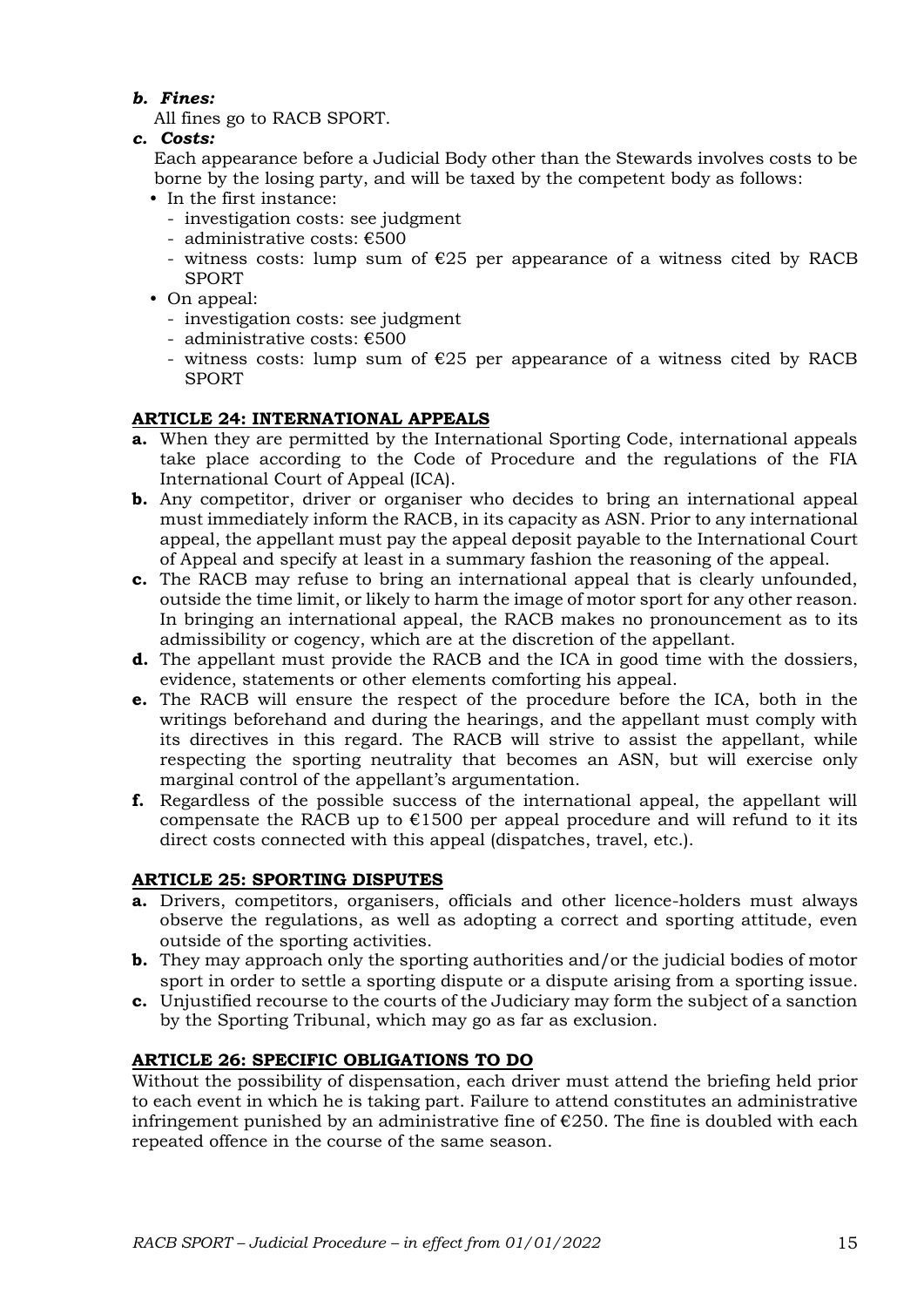***b. Fines:***

All fines go to RACB SPORT.

***c. Costs:***

Each appearance before a Judicial Body other than the Stewards involves costs to be borne by the losing party, and will be taxed by the competent body as follows:

- In the first instance:
  - investigation costs: see judgment
  - administrative costs: €500
  - witness costs: lump sum of €25 per appearance of a witness cited by RACB SPORT
- On appeal:
  - investigation costs: see judgment
  - administrative costs: €500
  - witness costs: lump sum of €25 per appearance of a witness cited by RACB SPORT

## ARTICLE 24: INTERNATIONAL APPEALS

**a.** When they are permitted by the International Sporting Code, international appeals take place according to the Code of Procedure and the regulations of the FIA International Court of Appeal (ICA).

**b.** Any competitor, driver or organiser who decides to bring an international appeal must immediately inform the RACB, in its capacity as ASN. Prior to any international appeal, the appellant must pay the appeal deposit payable to the International Court of Appeal and specify at least in a summary fashion the reasoning of the appeal.

**c.** The RACB may refuse to bring an international appeal that is clearly unfounded, outside the time limit, or likely to harm the image of motor sport for any other reason. In bringing an international appeal, the RACB makes no pronouncement as to its admissibility or cogency, which are at the discretion of the appellant.

**d.** The appellant must provide the RACB and the ICA in good time with the dossiers, evidence, statements or other elements comforting his appeal.

**e.** The RACB will ensure the respect of the procedure before the ICA, both in the writings beforehand and during the hearings, and the appellant must comply with its directives in this regard. The RACB will strive to assist the appellant, while respecting the sporting neutrality that becomes an ASN, but will exercise only marginal control of the appellant's argumentation.

**f.** Regardless of the possible success of the international appeal, the appellant will compensate the RACB up to €1500 per appeal procedure and will refund to it its direct costs connected with this appeal (dispatches, travel, etc.).

## ARTICLE 25: SPORTING DISPUTES

**a.** Drivers, competitors, organisers, officials and other licence-holders must always observe the regulations, as well as adopting a correct and sporting attitude, even outside of the sporting activities.

**b.** They may approach only the sporting authorities and/or the judicial bodies of motor sport in order to settle a sporting dispute or a dispute arising from a sporting issue.

**c.** Unjustified recourse to the courts of the Judiciary may form the subject of a sanction by the Sporting Tribunal, which may go as far as exclusion.

## ARTICLE 26: SPECIFIC OBLIGATIONS TO DO

Without the possibility of dispensation, each driver must attend the briefing held prior to each event in which he is taking part. Failure to attend constitutes an administrative infringement punished by an administrative fine of €250. The fine is doubled with each repeated offence in the course of the same season.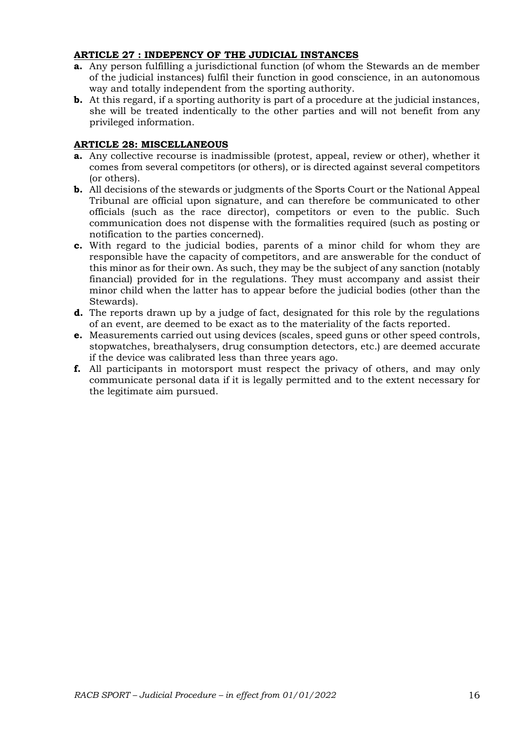**ARTICLE 27 : INDEPENCY OF THE JUDICIAL INSTANCES**

**a.** Any person fulfilling a jurisdictional function (of whom the Stewards an de member of the judicial instances) fulfil their function in good conscience, in an autonomous way and totally independent from the sporting authority.

**b.** At this regard, if a sporting authority is part of a procedure at the judicial instances, she will be treated indentically to the other parties and will not benefit from any privileged information.

**ARTICLE 28: MISCELLANEOUS**

**a.** Any collective recourse is inadmissible (protest, appeal, review or other), whether it comes from several competitors (or others), or is directed against several competitors (or others).

**b.** All decisions of the stewards or judgments of the Sports Court or the National Appeal Tribunal are official upon signature, and can therefore be communicated to other officials (such as the race director), competitors or even to the public. Such communication does not dispense with the formalities required (such as posting or notification to the parties concerned).

**c.** With regard to the judicial bodies, parents of a minor child for whom they are responsible have the capacity of competitors, and are answerable for the conduct of this minor as for their own. As such, they may be the subject of any sanction (notably financial) provided for in the regulations. They must accompany and assist their minor child when the latter has to appear before the judicial bodies (other than the Stewards).

**d.** The reports drawn up by a judge of fact, designated for this role by the regulations of an event, are deemed to be exact as to the materiality of the facts reported.

**e.** Measurements carried out using devices (scales, speed guns or other speed controls, stopwatches, breathalysers, drug consumption detectors, etc.) are deemed accurate if the device was calibrated less than three years ago.

**f.** All participants in motorsport must respect the privacy of others, and may only communicate personal data if it is legally permitted and to the extent necessary for the legitimate aim pursued.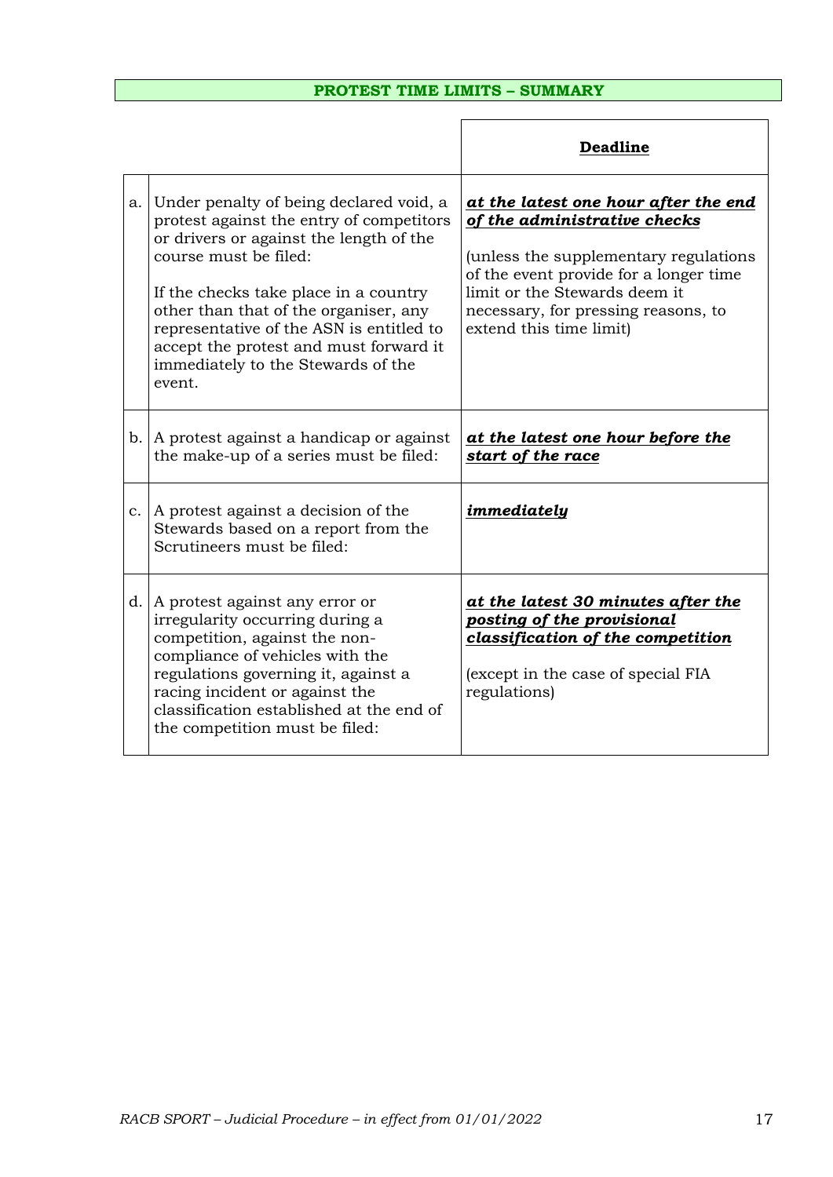## PROTEST TIME LIMITS – SUMMARY

| | | **Deadline** |
|---|---|---|
| a. | Under penalty of being declared void, a protest against the entry of competitors or drivers or against the length of the course must be filed:<br><br>If the checks take place in a country other than that of the organiser, any representative of the ASN is entitled to accept the protest and must forward it immediately to the Stewards of the event. | ***at the latest one hour after the end of the administrative checks***<br><br>(unless the supplementary regulations of the event provide for a longer time limit or the Stewards deem it necessary, for pressing reasons, to extend this time limit) |
| b. | A protest against a handicap or against the make-up of a series must be filed: | ***at the latest one hour before the start of the race*** |
| c. | A protest against a decision of the Stewards based on a report from the Scrutineers must be filed: | ***immediately*** |
| d. | A protest against any error or irregularity occurring during a competition, against the non-compliance of vehicles with the regulations governing it, against a racing incident or against the classification established at the end of the competition must be filed: | ***at the latest 30 minutes after the posting of the provisional classification of the competition***<br><br>(except in the case of special FIA regulations) |